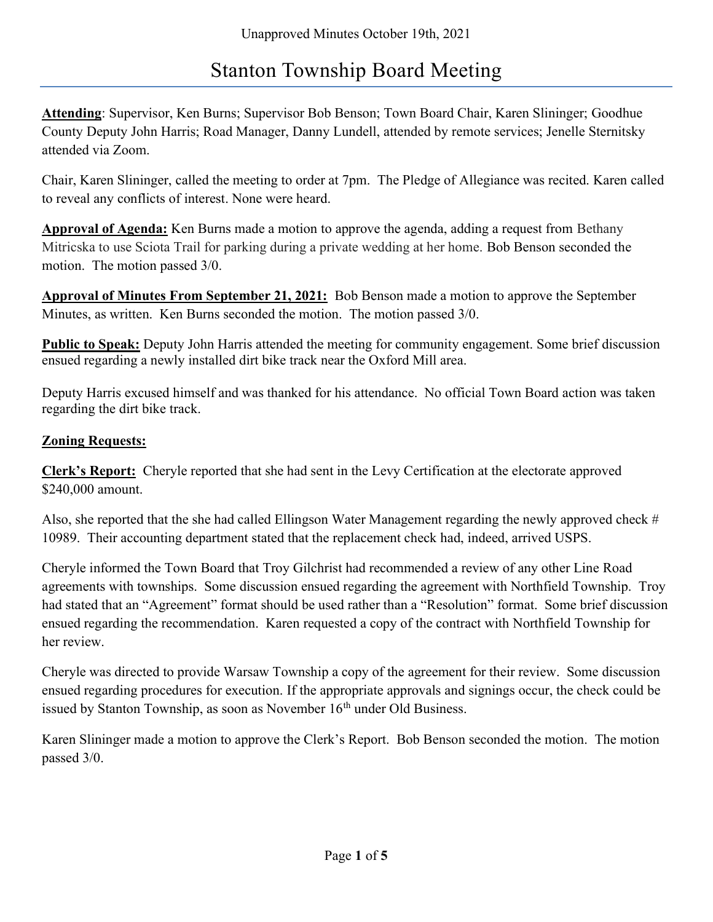Unapproved Minutes October 19th, 2021

# Stanton Township Board Meeting

**Attending**: Supervisor, Ken Burns; Supervisor Bob Benson; Town Board Chair, Karen Slininger; Goodhue County Deputy John Harris; Road Manager, Danny Lundell, attended by remote services; Jenelle Sternitsky attended via Zoom.

Chair, Karen Slininger, called the meeting to order at 7pm. The Pledge of Allegiance was recited. Karen called to reveal any conflicts of interest. None were heard.

**Approval of Agenda:** Ken Burns made a motion to approve the agenda, adding a request from Bethany Mitricska to use Sciota Trail for parking during a private wedding at her home. Bob Benson seconded the motion. The motion passed 3/0.

**Approval of Minutes From September 21, 2021:** Bob Benson made a motion to approve the September Minutes, as written. Ken Burns seconded the motion. The motion passed 3/0.

**Public to Speak:** Deputy John Harris attended the meeting for community engagement. Some brief discussion ensued regarding a newly installed dirt bike track near the Oxford Mill area.

Deputy Harris excused himself and was thanked for his attendance. No official Town Board action was taken regarding the dirt bike track.

**Zoning Requests:**

**Clerk's Report:** Cheryle reported that she had sent in the Levy Certification at the electorate approved $240,000 amount.

Also, she reported that the she had called Ellingson Water Management regarding the newly approved check # 10989. Their accounting department stated that the replacement check had, indeed, arrived USPS.

Cheryle informed the Town Board that Troy Gilchrist had recommended a review of any other Line Road agreements with townships. Some discussion ensued regarding the agreement with Northfield Township. Troy had stated that an "Agreement" format should be used rather than a "Resolution" format. Some brief discussion ensued regarding the recommendation. Karen requested a copy of the contract with Northfield Township for her review.

Cheryle was directed to provide Warsaw Township a copy of the agreement for their review. Some discussion ensued regarding procedures for execution. If the appropriate approvals and signings occur, the check could be issued by Stanton Township, as soon as November 16th under Old Business.

Karen Slininger made a motion to approve the Clerk's Report. Bob Benson seconded the motion. The motion passed 3/0.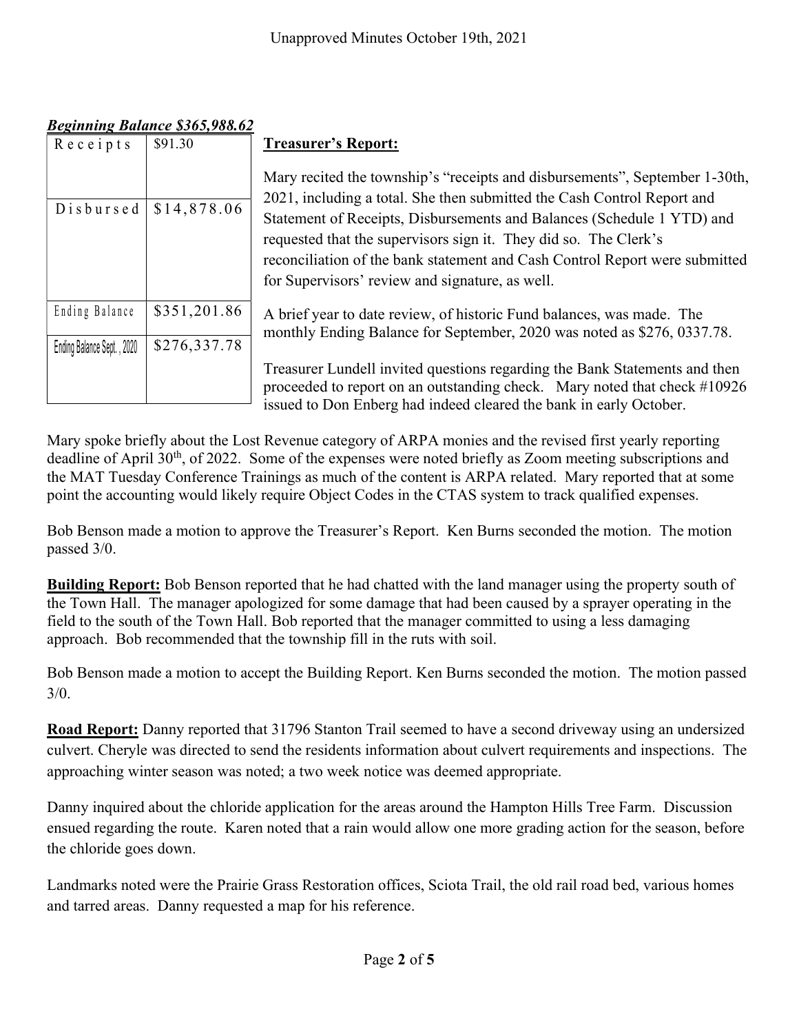***Beginning Balance $365,988.62***

| Receipts | $91.30 |
|---|---|
| Disbursed | $14,878.06 |
| Ending Balance | $351,201.86 |
| Ending Balance Sept., 2020 | $276,337.78 |

**Treasurer's Report:**

Mary recited the township's "receipts and disbursements", September 1-30th, 2021, including a total. She then submitted the Cash Control Report and Statement of Receipts, Disbursements and Balances (Schedule 1 YTD) and requested that the supervisors sign it. They did so. The Clerk's reconciliation of the bank statement and Cash Control Report were submitted for Supervisors' review and signature, as well.

A brief year to date review, of historic Fund balances, was made. The monthly Ending Balance for September, 2020 was noted as $276, 0337.78.

Treasurer Lundell invited questions regarding the Bank Statements and then proceeded to report on an outstanding check. Mary noted that check #10926 issued to Don Enberg had indeed cleared the bank in early October.

Mary spoke briefly about the Lost Revenue category of ARPA monies and the revised first yearly reporting deadline of April 30th, of 2022. Some of the expenses were noted briefly as Zoom meeting subscriptions and the MAT Tuesday Conference Trainings as much of the content is ARPA related. Mary reported that at some point the accounting would likely require Object Codes in the CTAS system to track qualified expenses.

Bob Benson made a motion to approve the Treasurer's Report. Ken Burns seconded the motion. The motion passed 3/0.

**Building Report:** Bob Benson reported that he had chatted with the land manager using the property south of the Town Hall. The manager apologized for some damage that had been caused by a sprayer operating in the field to the south of the Town Hall. Bob reported that the manager committed to using a less damaging approach. Bob recommended that the township fill in the ruts with soil.

Bob Benson made a motion to accept the Building Report. Ken Burns seconded the motion. The motion passed 3/0.

**Road Report:** Danny reported that 31796 Stanton Trail seemed to have a second driveway using an undersized culvert. Cheryle was directed to send the residents information about culvert requirements and inspections. The approaching winter season was noted; a two week notice was deemed appropriate.

Danny inquired about the chloride application for the areas around the Hampton Hills Tree Farm. Discussion ensued regarding the route. Karen noted that a rain would allow one more grading action for the season, before the chloride goes down.

Landmarks noted were the Prairie Grass Restoration offices, Sciota Trail, the old rail road bed, various homes and tarred areas. Danny requested a map for his reference.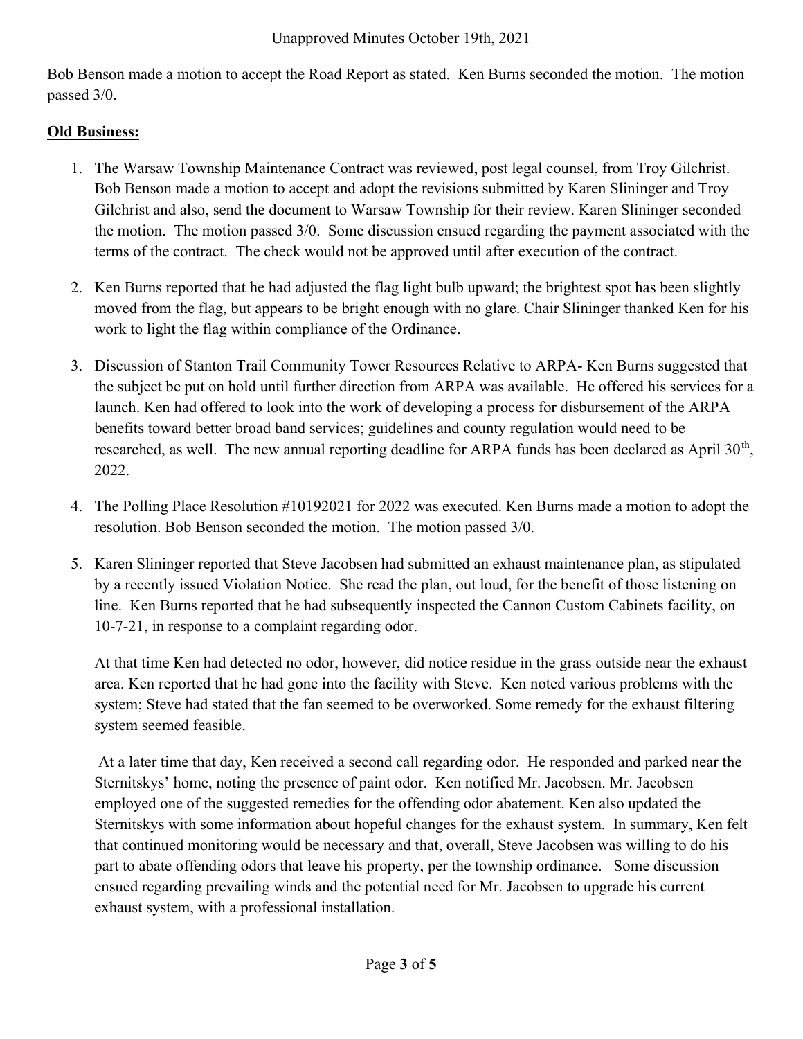Bob Benson made a motion to accept the Road Report as stated. Ken Burns seconded the motion. The motion passed 3/0.

**Old Business:**

1. The Warsaw Township Maintenance Contract was reviewed, post legal counsel, from Troy Gilchrist. Bob Benson made a motion to accept and adopt the revisions submitted by Karen Slininger and Troy Gilchrist and also, send the document to Warsaw Township for their review. Karen Slininger seconded the motion. The motion passed 3/0. Some discussion ensued regarding the payment associated with the terms of the contract. The check would not be approved until after execution of the contract.

2. Ken Burns reported that he had adjusted the flag light bulb upward; the brightest spot has been slightly moved from the flag, but appears to be bright enough with no glare. Chair Slininger thanked Ken for his work to light the flag within compliance of the Ordinance.

3. Discussion of Stanton Trail Community Tower Resources Relative to ARPA- Ken Burns suggested that the subject be put on hold until further direction from ARPA was available. He offered his services for a launch. Ken had offered to look into the work of developing a process for disbursement of the ARPA benefits toward better broad band services; guidelines and county regulation would need to be researched, as well. The new annual reporting deadline for ARPA funds has been declared as April 30th, 2022.

4. The Polling Place Resolution #10192021 for 2022 was executed. Ken Burns made a motion to adopt the resolution. Bob Benson seconded the motion. The motion passed 3/0.

5. Karen Slininger reported that Steve Jacobsen had submitted an exhaust maintenance plan, as stipulated by a recently issued Violation Notice. She read the plan, out loud, for the benefit of those listening on line. Ken Burns reported that he had subsequently inspected the Cannon Custom Cabinets facility, on 10-7-21, in response to a complaint regarding odor.

   At that time Ken had detected no odor, however, did notice residue in the grass outside near the exhaust area. Ken reported that he had gone into the facility with Steve. Ken noted various problems with the system; Steve had stated that the fan seemed to be overworked. Some remedy for the exhaust filtering system seemed feasible.

   At a later time that day, Ken received a second call regarding odor. He responded and parked near the Sternitskys' home, noting the presence of paint odor. Ken notified Mr. Jacobsen. Mr. Jacobsen employed one of the suggested remedies for the offending odor abatement. Ken also updated the Sternitskys with some information about hopeful changes for the exhaust system. In summary, Ken felt that continued monitoring would be necessary and that, overall, Steve Jacobsen was willing to do his part to abate offending odors that leave his property, per the township ordinance. Some discussion ensued regarding prevailing winds and the potential need for Mr. Jacobsen to upgrade his current exhaust system, with a professional installation.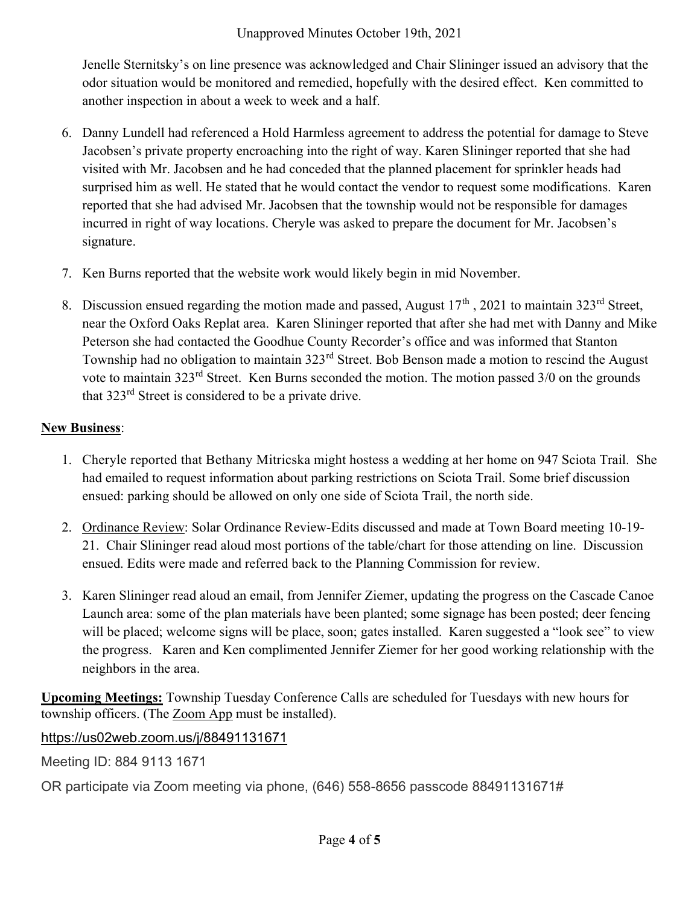Jenelle Sternitsky's on line presence was acknowledged and Chair Slininger issued an advisory that the odor situation would be monitored and remedied, hopefully with the desired effect. Ken committed to another inspection in about a week to week and a half.

6. Danny Lundell had referenced a Hold Harmless agreement to address the potential for damage to Steve Jacobsen's private property encroaching into the right of way. Karen Slininger reported that she had visited with Mr. Jacobsen and he had conceded that the planned placement for sprinkler heads had surprised him as well. He stated that he would contact the vendor to request some modifications. Karen reported that she had advised Mr. Jacobsen that the township would not be responsible for damages incurred in right of way locations. Cheryle was asked to prepare the document for Mr. Jacobsen's signature.

7. Ken Burns reported that the website work would likely begin in mid November.

8. Discussion ensued regarding the motion made and passed, August 17th , 2021 to maintain 323rd Street, near the Oxford Oaks Replat area. Karen Slininger reported that after she had met with Danny and Mike Peterson she had contacted the Goodhue County Recorder's office and was informed that Stanton Township had no obligation to maintain 323rd Street. Bob Benson made a motion to rescind the August vote to maintain 323rd Street. Ken Burns seconded the motion. The motion passed 3/0 on the grounds that 323rd Street is considered to be a private drive.

**New Business**:

1. Cheryle reported that Bethany Mitricska might hostess a wedding at her home on 947 Sciota Trail. She had emailed to request information about parking restrictions on Sciota Trail. Some brief discussion ensued: parking should be allowed on only one side of Sciota Trail, the north side.

2. Ordinance Review: Solar Ordinance Review-Edits discussed and made at Town Board meeting 10-19-21. Chair Slininger read aloud most portions of the table/chart for those attending on line. Discussion ensued. Edits were made and referred back to the Planning Commission for review.

3. Karen Slininger read aloud an email, from Jennifer Ziemer, updating the progress on the Cascade Canoe Launch area: some of the plan materials have been planted; some signage has been posted; deer fencing will be placed; welcome signs will be place, soon; gates installed. Karen suggested a "look see" to view the progress. Karen and Ken complimented Jennifer Ziemer for her good working relationship with the neighbors in the area.

**Upcoming Meetings:** Township Tuesday Conference Calls are scheduled for Tuesdays with new hours for township officers. (The Zoom App must be installed).

https://us02web.zoom.us/j/88491131671

Meeting ID: 884 9113 1671

OR participate via Zoom meeting via phone, (646) 558-8656 passcode 88491131671#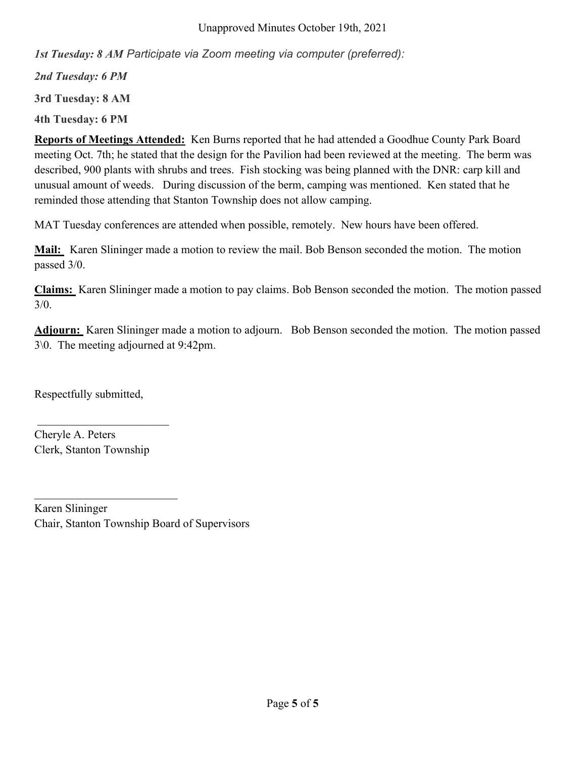*1st Tuesday: 8 AM Participate via Zoom meeting via computer (preferred):*

*2nd Tuesday: 6 PM*

**3rd Tuesday: 8 AM**

**4th Tuesday: 6 PM**

**Reports of Meetings Attended:** Ken Burns reported that he had attended a Goodhue County Park Board meeting Oct. 7th; he stated that the design for the Pavilion had been reviewed at the meeting. The berm was described, 900 plants with shrubs and trees. Fish stocking was being planned with the DNR: carp kill and unusual amount of weeds. During discussion of the berm, camping was mentioned. Ken stated that he reminded those attending that Stanton Township does not allow camping.

MAT Tuesday conferences are attended when possible, remotely. New hours have been offered.

**Mail:** Karen Slininger made a motion to review the mail. Bob Benson seconded the motion. The motion passed 3/0.

**Claims:** Karen Slininger made a motion to pay claims. Bob Benson seconded the motion. The motion passed 3/0.

**Adjourn:** Karen Slininger made a motion to adjourn. Bob Benson seconded the motion. The motion passed 3\0. The meeting adjourned at 9:42pm.

Respectfully submitted,

\_\_\_\_\_\_\_\_\_\_\_\_\_\_\_\_\_\_\_\_\_\_\_\_

Cheryle A. Peters
Clerk, Stanton Township

\_\_\_\_\_\_\_\_\_\_\_\_\_\_\_\_\_\_\_\_\_\_\_\_

Karen Slininger
Chair, Stanton Township Board of Supervisors